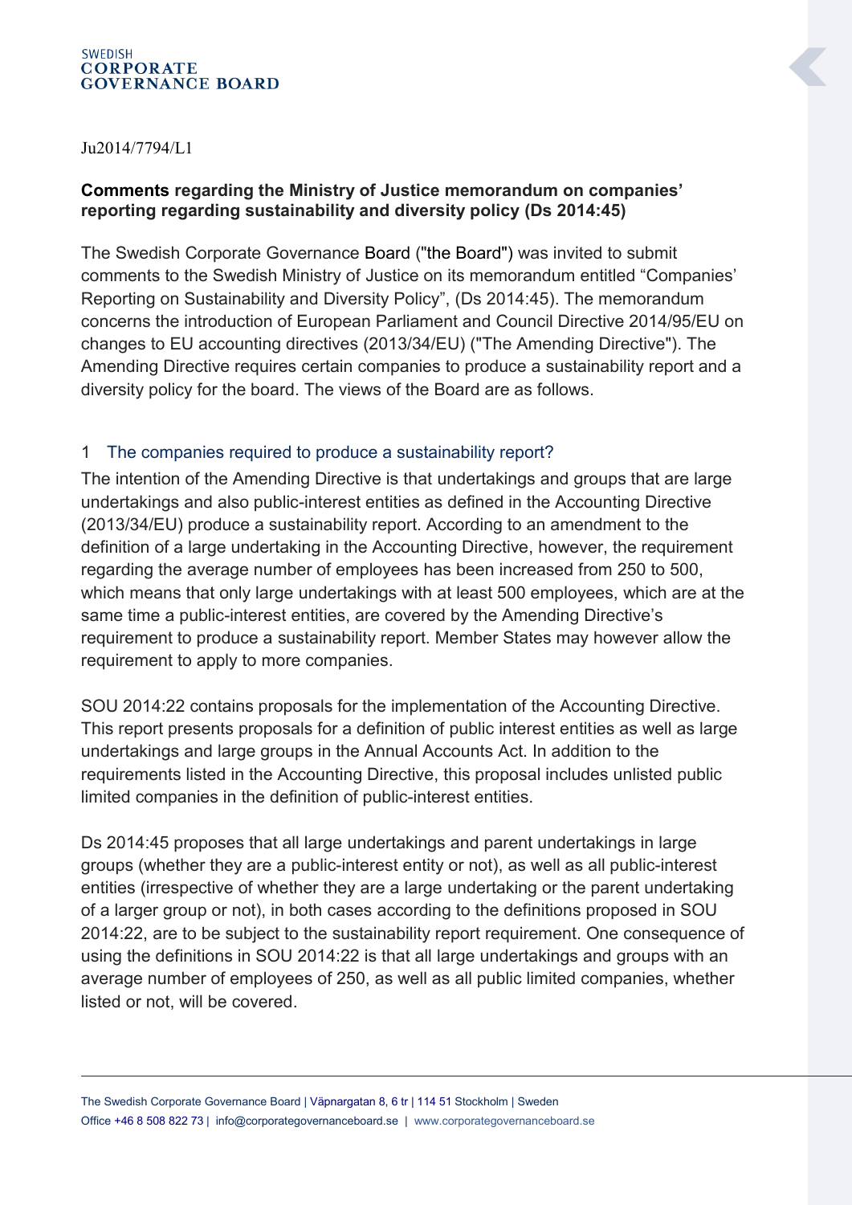Ju2014/7794/L1

**Comments regarding the Ministry of Justice memorandum on companies' reporting regarding sustainability and diversity policy (Ds 2014:45)**

The Swedish Corporate Governance Board ("the Board") was invited to submit comments to the Swedish Ministry of Justice on its memorandum entitled "Companies' Reporting on Sustainability and Diversity Policy", (Ds 2014:45). The memorandum concerns the introduction of European Parliament and Council Directive 2014/95/EU on changes to EU accounting directives (2013/34/EU) ("The Amending Directive"). The Amending Directive requires certain companies to produce a sustainability report and a diversity policy for the board. The views of the Board are as follows.

## 1 The companies required to produce a sustainability report?

The intention of the Amending Directive is that undertakings and groups that are large undertakings and also public-interest entities as defined in the Accounting Directive (2013/34/EU) produce a sustainability report. According to an amendment to the definition of a large undertaking in the Accounting Directive, however, the requirement regarding the average number of employees has been increased from 250 to 500, which means that only large undertakings with at least 500 employees, which are at the same time a public-interest entities, are covered by the Amending Directive's requirement to produce a sustainability report. Member States may however allow the requirement to apply to more companies.

SOU 2014:22 contains proposals for the implementation of the Accounting Directive. This report presents proposals for a definition of public interest entities as well as large undertakings and large groups in the Annual Accounts Act. In addition to the requirements listed in the Accounting Directive, this proposal includes unlisted public limited companies in the definition of public-interest entities.

Ds 2014:45 proposes that all large undertakings and parent undertakings in large groups (whether they are a public-interest entity or not), as well as all public-interest entities (irrespective of whether they are a large undertaking or the parent undertaking of a larger group or not), in both cases according to the definitions proposed in SOU 2014:22, are to be subject to the sustainability report requirement. One consequence of using the definitions in SOU 2014:22 is that all large undertakings and groups with an average number of employees of 250, as well as all public limited companies, whether listed or not, will be covered.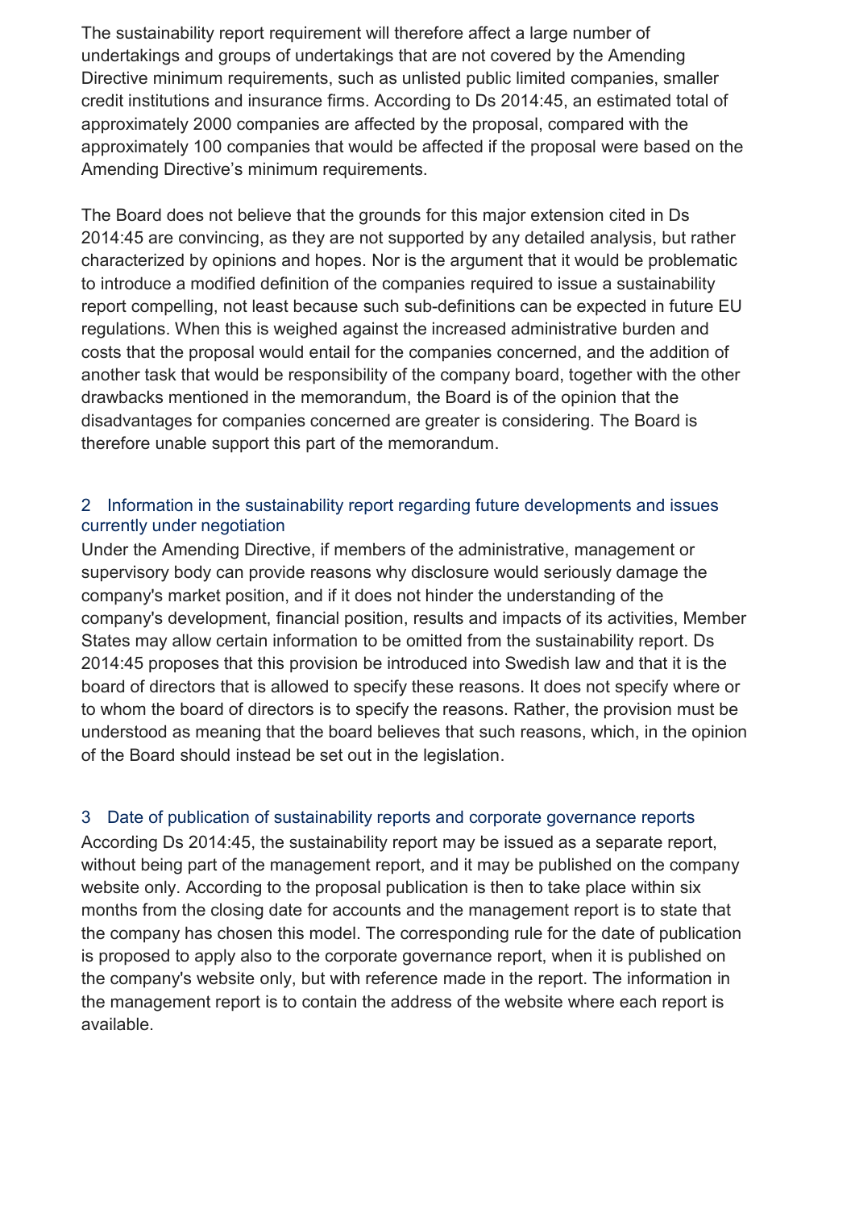The sustainability report requirement will therefore affect a large number of undertakings and groups of undertakings that are not covered by the Amending Directive minimum requirements, such as unlisted public limited companies, smaller credit institutions and insurance firms. According to Ds 2014:45, an estimated total of approximately 2000 companies are affected by the proposal, compared with the approximately 100 companies that would be affected if the proposal were based on the Amending Directive's minimum requirements.

The Board does not believe that the grounds for this major extension cited in Ds 2014:45 are convincing, as they are not supported by any detailed analysis, but rather characterized by opinions and hopes. Nor is the argument that it would be problematic to introduce a modified definition of the companies required to issue a sustainability report compelling, not least because such sub-definitions can be expected in future EU regulations. When this is weighed against the increased administrative burden and costs that the proposal would entail for the companies concerned, and the addition of another task that would be responsibility of the company board, together with the other drawbacks mentioned in the memorandum, the Board is of the opinion that the disadvantages for companies concerned are greater is considering. The Board is therefore unable support this part of the memorandum.

## 2 Information in the sustainability report regarding future developments and issues currently under negotiation

Under the Amending Directive, if members of the administrative, management or supervisory body can provide reasons why disclosure would seriously damage the company's market position, and if it does not hinder the understanding of the company's development, financial position, results and impacts of its activities, Member States may allow certain information to be omitted from the sustainability report. Ds 2014:45 proposes that this provision be introduced into Swedish law and that it is the board of directors that is allowed to specify these reasons. It does not specify where or to whom the board of directors is to specify the reasons. Rather, the provision must be understood as meaning that the board believes that such reasons, which, in the opinion of the Board should instead be set out in the legislation.

## 3 Date of publication of sustainability reports and corporate governance reports

According Ds 2014:45, the sustainability report may be issued as a separate report, without being part of the management report, and it may be published on the company website only. According to the proposal publication is then to take place within six months from the closing date for accounts and the management report is to state that the company has chosen this model. The corresponding rule for the date of publication is proposed to apply also to the corporate governance report, when it is published on the company's website only, but with reference made in the report. The information in the management report is to contain the address of the website where each report is available.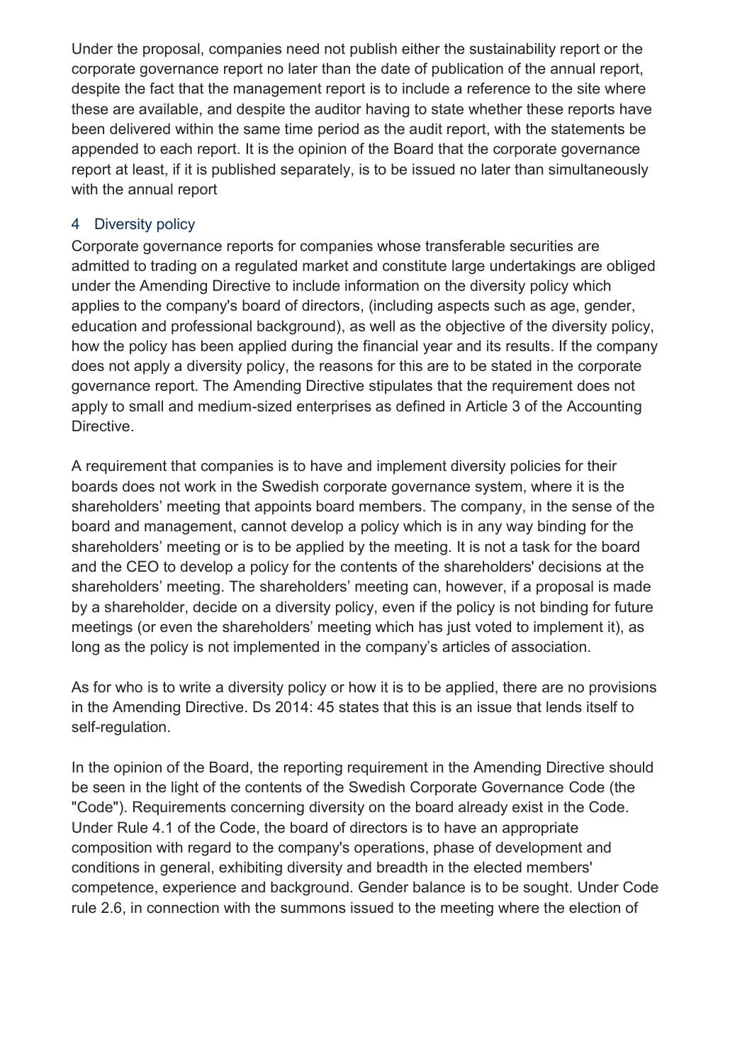Under the proposal, companies need not publish either the sustainability report or the corporate governance report no later than the date of publication of the annual report, despite the fact that the management report is to include a reference to the site where these are available, and despite the auditor having to state whether these reports have been delivered within the same time period as the audit report, with the statements be appended to each report. It is the opinion of the Board that the corporate governance report at least, if it is published separately, is to be issued no later than simultaneously with the annual report

## 4 Diversity policy

Corporate governance reports for companies whose transferable securities are admitted to trading on a regulated market and constitute large undertakings are obliged under the Amending Directive to include information on the diversity policy which applies to the company's board of directors, (including aspects such as age, gender, education and professional background), as well as the objective of the diversity policy, how the policy has been applied during the financial year and its results. If the company does not apply a diversity policy, the reasons for this are to be stated in the corporate governance report. The Amending Directive stipulates that the requirement does not apply to small and medium-sized enterprises as defined in Article 3 of the Accounting Directive.

A requirement that companies is to have and implement diversity policies for their boards does not work in the Swedish corporate governance system, where it is the shareholders' meeting that appoints board members. The company, in the sense of the board and management, cannot develop a policy which is in any way binding for the shareholders' meeting or is to be applied by the meeting. It is not a task for the board and the CEO to develop a policy for the contents of the shareholders' decisions at the shareholders' meeting. The shareholders' meeting can, however, if a proposal is made by a shareholder, decide on a diversity policy, even if the policy is not binding for future meetings (or even the shareholders' meeting which has just voted to implement it), as long as the policy is not implemented in the company's articles of association.

As for who is to write a diversity policy or how it is to be applied, there are no provisions in the Amending Directive. Ds 2014: 45 states that this is an issue that lends itself to self-regulation.

In the opinion of the Board, the reporting requirement in the Amending Directive should be seen in the light of the contents of the Swedish Corporate Governance Code (the "Code"). Requirements concerning diversity on the board already exist in the Code. Under Rule 4.1 of the Code, the board of directors is to have an appropriate composition with regard to the company's operations, phase of development and conditions in general, exhibiting diversity and breadth in the elected members' competence, experience and background. Gender balance is to be sought. Under Code rule 2.6, in connection with the summons issued to the meeting where the election of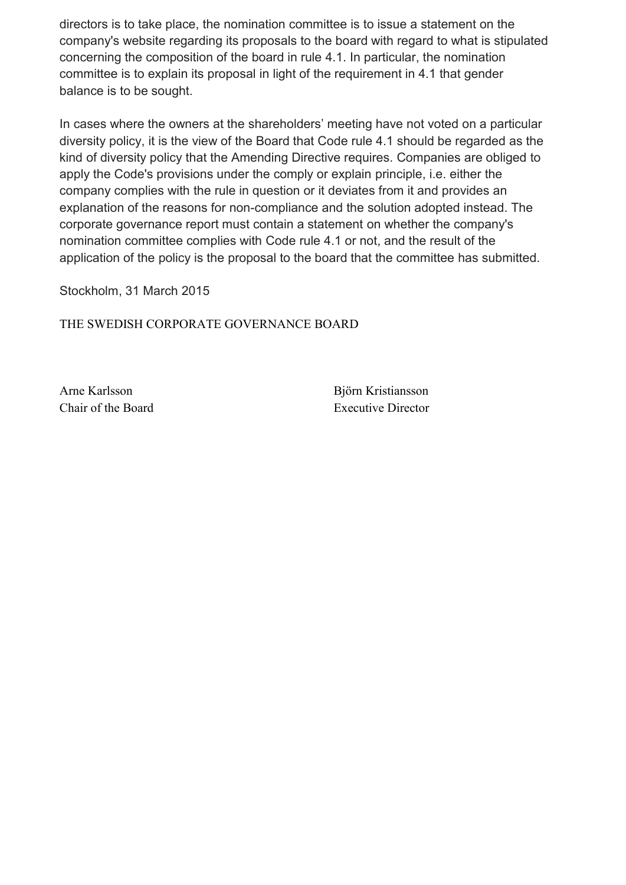directors is to take place, the nomination committee is to issue a statement on the company's website regarding its proposals to the board with regard to what is stipulated concerning the composition of the board in rule 4.1. In particular, the nomination committee is to explain its proposal in light of the requirement in 4.1 that gender balance is to be sought.

In cases where the owners at the shareholders' meeting have not voted on a particular diversity policy, it is the view of the Board that Code rule 4.1 should be regarded as the kind of diversity policy that the Amending Directive requires. Companies are obliged to apply the Code's provisions under the comply or explain principle, i.e. either the company complies with the rule in question or it deviates from it and provides an explanation of the reasons for non-compliance and the solution adopted instead. The corporate governance report must contain a statement on whether the company's nomination committee complies with Code rule 4.1 or not, and the result of the application of the policy is the proposal to the board that the committee has submitted.

Stockholm, 31 March 2015

THE SWEDISH CORPORATE GOVERNANCE BOARD

Arne Karlsson
Chair of the Board

Björn Kristiansson
Executive Director